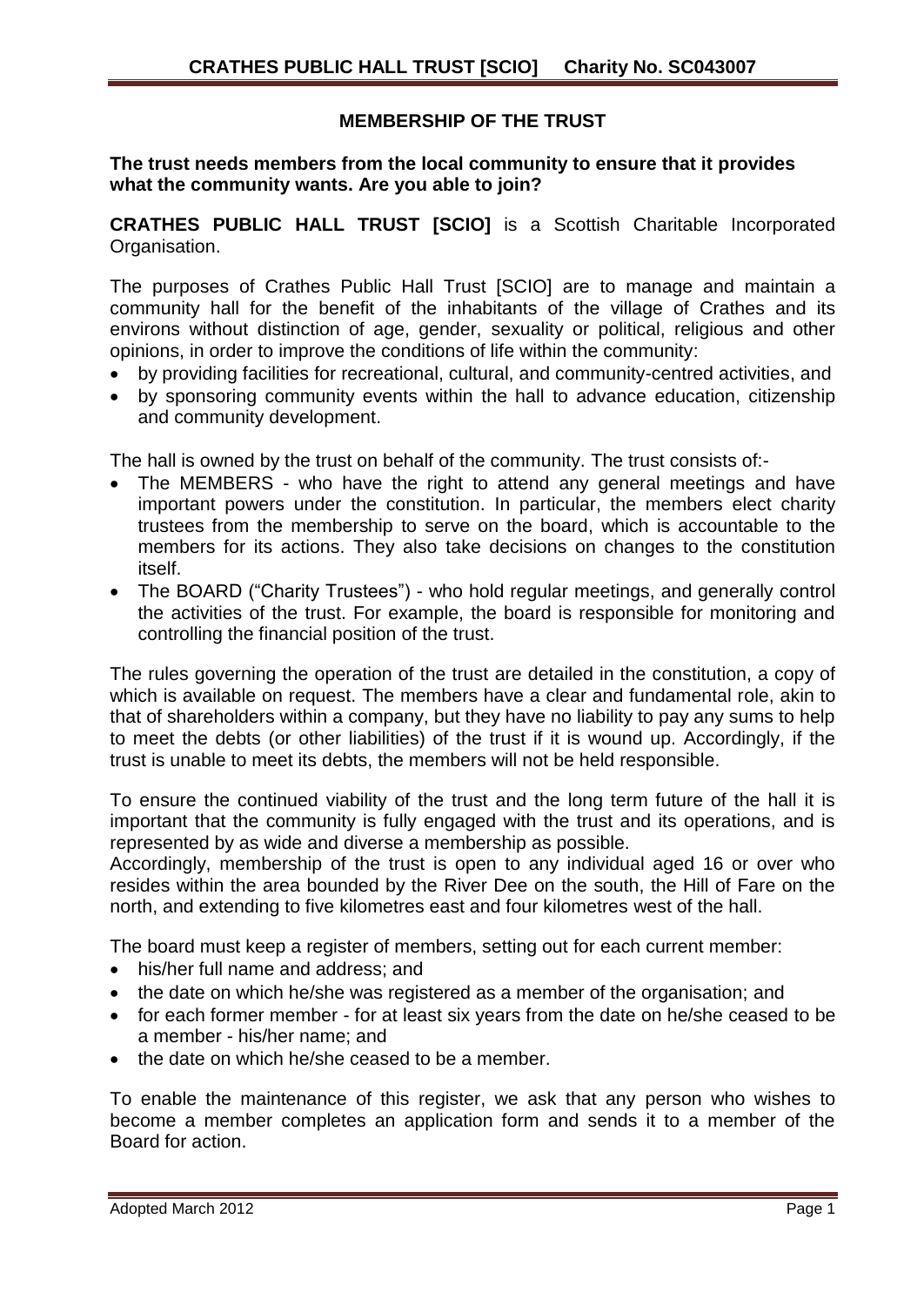## MEMBERSHIP OF THE TRUST

**The trust needs members from the local community to ensure that it provides what the community wants. Are you able to join?**

**CRATHES PUBLIC HALL TRUST [SCIO]** is a Scottish Charitable Incorporated Organisation.

The purposes of Crathes Public Hall Trust [SCIO] are to manage and maintain a community hall for the benefit of the inhabitants of the village of Crathes and its environs without distinction of age, gender, sexuality or political, religious and other opinions, in order to improve the conditions of life within the community:

- by providing facilities for recreational, cultural, and community-centred activities, and
- by sponsoring community events within the hall to advance education, citizenship and community development.

The hall is owned by the trust on behalf of the community. The trust consists of:-

- The MEMBERS - who have the right to attend any general meetings and have important powers under the constitution. In particular, the members elect charity trustees from the membership to serve on the board, which is accountable to the members for its actions. They also take decisions on changes to the constitution itself.
- The BOARD ("Charity Trustees") - who hold regular meetings, and generally control the activities of the trust. For example, the board is responsible for monitoring and controlling the financial position of the trust.

The rules governing the operation of the trust are detailed in the constitution, a copy of which is available on request. The members have a clear and fundamental role, akin to that of shareholders within a company, but they have no liability to pay any sums to help to meet the debts (or other liabilities) of the trust if it is wound up. Accordingly, if the trust is unable to meet its debts, the members will not be held responsible.

To ensure the continued viability of the trust and the long term future of the hall it is important that the community is fully engaged with the trust and its operations, and is represented by as wide and diverse a membership as possible.
Accordingly, membership of the trust is open to any individual aged 16 or over who resides within the area bounded by the River Dee on the south, the Hill of Fare on the north, and extending to five kilometres east and four kilometres west of the hall.

The board must keep a register of members, setting out for each current member:

- his/her full name and address; and
- the date on which he/she was registered as a member of the organisation; and
- for each former member - for at least six years from the date on he/she ceased to be a member - his/her name; and
- the date on which he/she ceased to be a member.

To enable the maintenance of this register, we ask that any person who wishes to become a member completes an application form and sends it to a member of the Board for action.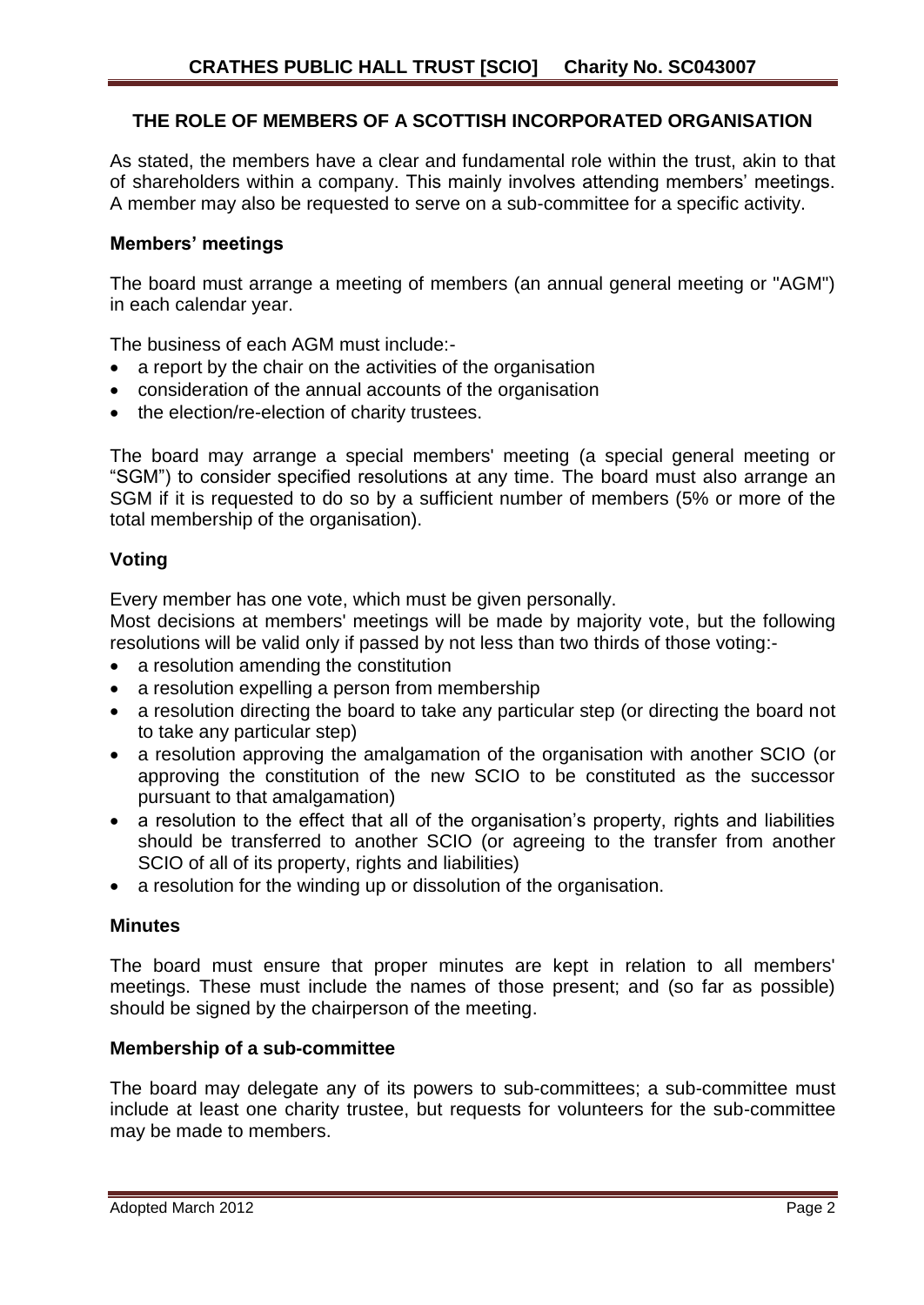## THE ROLE OF MEMBERS OF A SCOTTISH INCORPORATED ORGANISATION

As stated, the members have a clear and fundamental role within the trust, akin to that of shareholders within a company. This mainly involves attending members' meetings. A member may also be requested to serve on a sub-committee for a specific activity.

### Members' meetings

The board must arrange a meeting of members (an annual general meeting or "AGM") in each calendar year.

The business of each AGM must include:-

- a report by the chair on the activities of the organisation
- consideration of the annual accounts of the organisation
- the election/re-election of charity trustees.

The board may arrange a special members' meeting (a special general meeting or "SGM") to consider specified resolutions at any time. The board must also arrange an SGM if it is requested to do so by a sufficient number of members (5% or more of the total membership of the organisation).

### Voting

Every member has one vote, which must be given personally.

Most decisions at members' meetings will be made by majority vote, but the following resolutions will be valid only if passed by not less than two thirds of those voting:-

- a resolution amending the constitution
- a resolution expelling a person from membership
- a resolution directing the board to take any particular step (or directing the board not to take any particular step)
- a resolution approving the amalgamation of the organisation with another SCIO (or approving the constitution of the new SCIO to be constituted as the successor pursuant to that amalgamation)
- a resolution to the effect that all of the organisation's property, rights and liabilities should be transferred to another SCIO (or agreeing to the transfer from another SCIO of all of its property, rights and liabilities)
- a resolution for the winding up or dissolution of the organisation.

### Minutes

The board must ensure that proper minutes are kept in relation to all members' meetings. These must include the names of those present; and (so far as possible) should be signed by the chairperson of the meeting.

### Membership of a sub-committee

The board may delegate any of its powers to sub-committees; a sub-committee must include at least one charity trustee, but requests for volunteers for the sub-committee may be made to members.